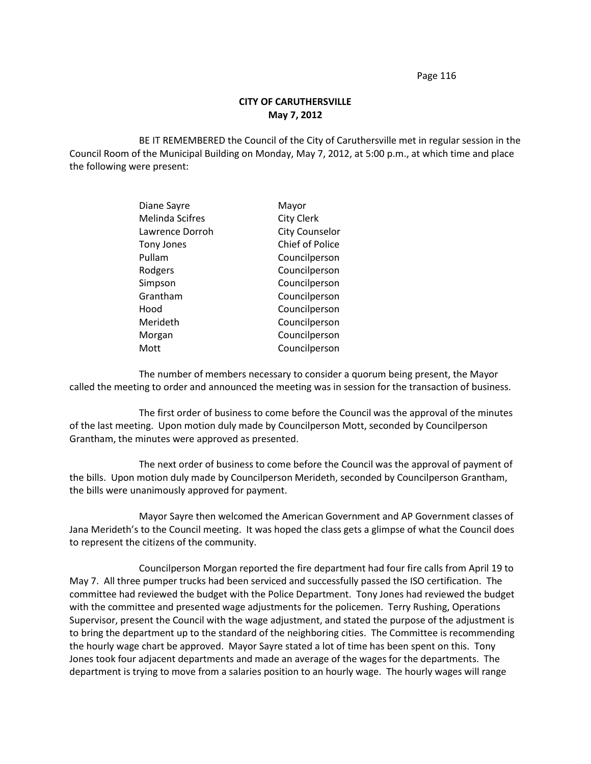**CITY OF CARUTHERSVILLE**
**May 7, 2012**

BE IT REMEMBERED the Council of the City of Caruthersville met in regular session in the Council Room of the Municipal Building on Monday, May 7, 2012, at 5:00 p.m., at which time and place the following were present:

| | |
|---|---|
| Diane Sayre | Mayor |
| Melinda Scifres | City Clerk |
| Lawrence Dorroh | City Counselor |
| Tony Jones | Chief of Police |
| Pullam | Councilperson |
| Rodgers | Councilperson |
| Simpson | Councilperson |
| Grantham | Councilperson |
| Hood | Councilperson |
| Merideth | Councilperson |
| Morgan | Councilperson |
| Mott | Councilperson |

The number of members necessary to consider a quorum being present, the Mayor called the meeting to order and announced the meeting was in session for the transaction of business.

The first order of business to come before the Council was the approval of the minutes of the last meeting. Upon motion duly made by Councilperson Mott, seconded by Councilperson Grantham, the minutes were approved as presented.

The next order of business to come before the Council was the approval of payment of the bills. Upon motion duly made by Councilperson Merideth, seconded by Councilperson Grantham, the bills were unanimously approved for payment.

Mayor Sayre then welcomed the American Government and AP Government classes of Jana Merideth's to the Council meeting. It was hoped the class gets a glimpse of what the Council does to represent the citizens of the community.

Councilperson Morgan reported the fire department had four fire calls from April 19 to May 7. All three pumper trucks had been serviced and successfully passed the ISO certification. The committee had reviewed the budget with the Police Department. Tony Jones had reviewed the budget with the committee and presented wage adjustments for the policemen. Terry Rushing, Operations Supervisor, present the Council with the wage adjustment, and stated the purpose of the adjustment is to bring the department up to the standard of the neighboring cities. The Committee is recommending the hourly wage chart be approved. Mayor Sayre stated a lot of time has been spent on this. Tony Jones took four adjacent departments and made an average of the wages for the departments. The department is trying to move from a salaries position to an hourly wage. The hourly wages will range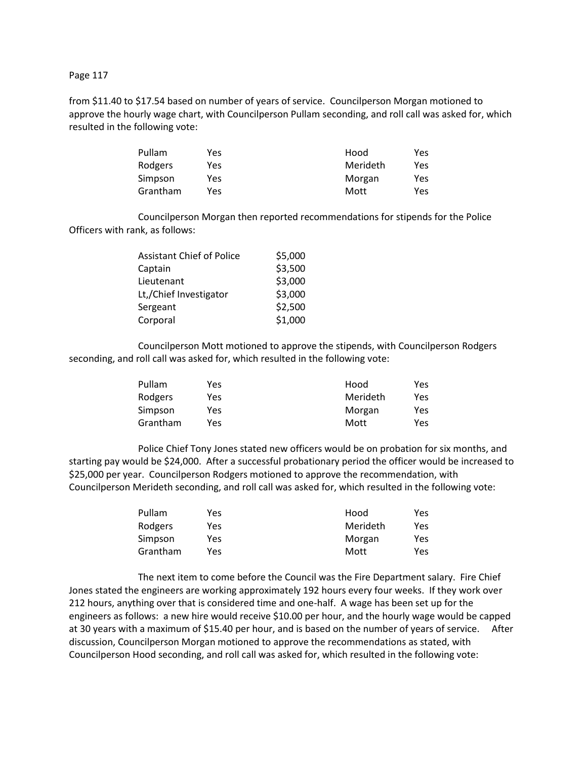from $11.40 to $17.54 based on number of years of service. Councilperson Morgan motioned to approve the hourly wage chart, with Councilperson Pullam seconding, and roll call was asked for, which resulted in the following vote:

| | | | |
|---|---|---|---|
| Pullam | Yes | Hood | Yes |
| Rodgers | Yes | Merideth | Yes |
| Simpson | Yes | Morgan | Yes |
| Grantham | Yes | Mott | Yes |

Councilperson Morgan then reported recommendations for stipends for the Police Officers with rank, as follows:

| | |
|---|---|
| Assistant Chief of Police | $5,000 |
| Captain | $3,500 |
| Lieutenant | $3,000 |
| Lt,/Chief Investigator | $3,000 |
| Sergeant | $2,500 |
| Corporal | $1,000 |

Councilperson Mott motioned to approve the stipends, with Councilperson Rodgers seconding, and roll call was asked for, which resulted in the following vote:

| | | | |
|---|---|---|---|
| Pullam | Yes | Hood | Yes |
| Rodgers | Yes | Merideth | Yes |
| Simpson | Yes | Morgan | Yes |
| Grantham | Yes | Mott | Yes |

Police Chief Tony Jones stated new officers would be on probation for six months, and starting pay would be $24,000. After a successful probationary period the officer would be increased to $25,000 per year. Councilperson Rodgers motioned to approve the recommendation, with Councilperson Merideth seconding, and roll call was asked for, which resulted in the following vote:

| | | | |
|---|---|---|---|
| Pullam | Yes | Hood | Yes |
| Rodgers | Yes | Merideth | Yes |
| Simpson | Yes | Morgan | Yes |
| Grantham | Yes | Mott | Yes |

The next item to come before the Council was the Fire Department salary. Fire Chief Jones stated the engineers are working approximately 192 hours every four weeks. If they work over 212 hours, anything over that is considered time and one-half. A wage has been set up for the engineers as follows: a new hire would receive $10.00 per hour, and the hourly wage would be capped at 30 years with a maximum of $15.40 per hour, and is based on the number of years of service. After discussion, Councilperson Morgan motioned to approve the recommendations as stated, with Councilperson Hood seconding, and roll call was asked for, which resulted in the following vote: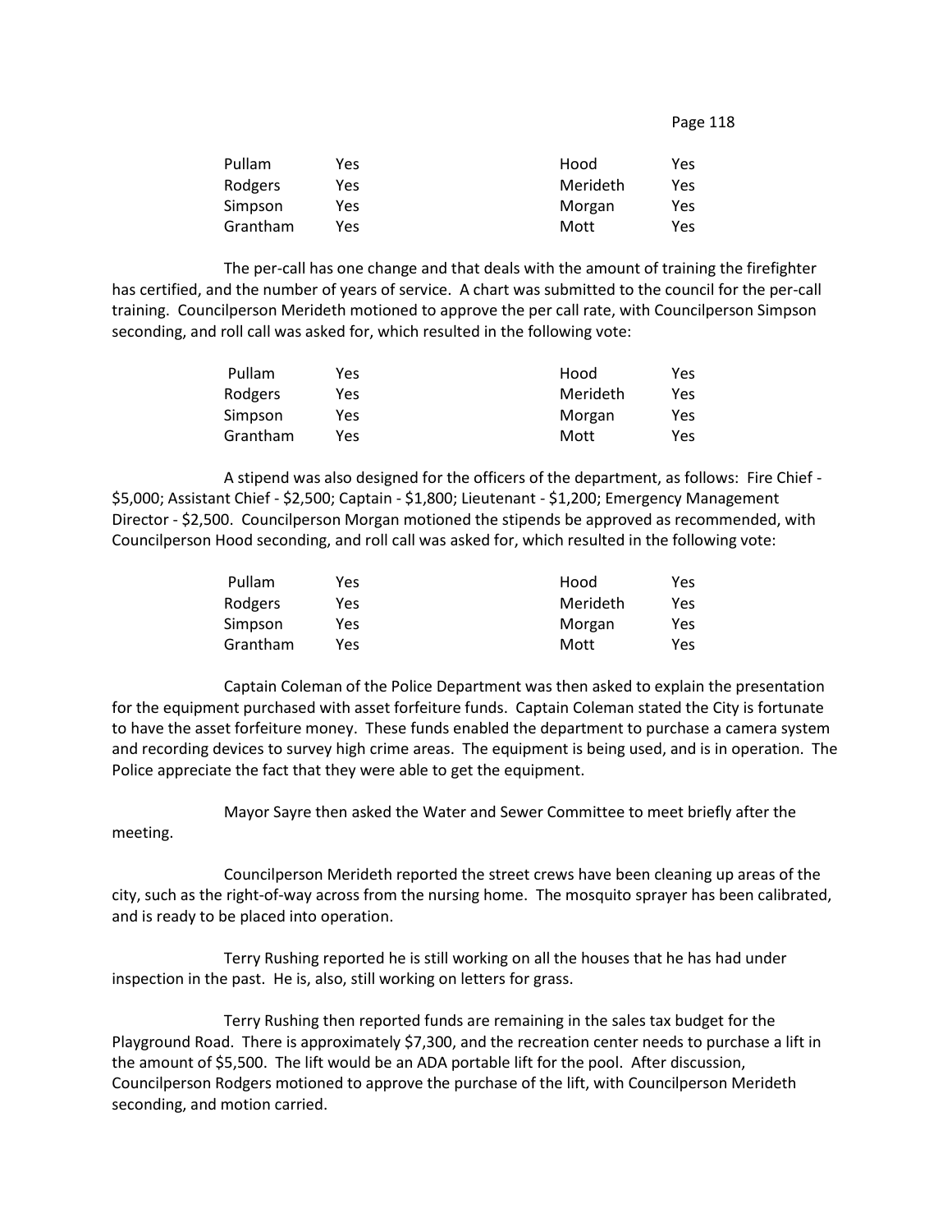| Pullam | Yes | Hood | Yes |
|---|---|---|---|
| Rodgers | Yes | Merideth | Yes |
| Simpson | Yes | Morgan | Yes |
| Grantham | Yes | Mott | Yes |

The per-call has one change and that deals with the amount of training the firefighter has certified, and the number of years of service. A chart was submitted to the council for the per-call training. Councilperson Merideth motioned to approve the per call rate, with Councilperson Simpson seconding, and roll call was asked for, which resulted in the following vote:

| Pullam | Yes | Hood | Yes |
|---|---|---|---|
| Rodgers | Yes | Merideth | Yes |
| Simpson | Yes | Morgan | Yes |
| Grantham | Yes | Mott | Yes |

A stipend was also designed for the officers of the department, as follows: Fire Chief - $5,000; Assistant Chief - $2,500; Captain - $1,800; Lieutenant - $1,200; Emergency Management Director - $2,500. Councilperson Morgan motioned the stipends be approved as recommended, with Councilperson Hood seconding, and roll call was asked for, which resulted in the following vote:

| Pullam | Yes | Hood | Yes |
|---|---|---|---|
| Rodgers | Yes | Merideth | Yes |
| Simpson | Yes | Morgan | Yes |
| Grantham | Yes | Mott | Yes |

Captain Coleman of the Police Department was then asked to explain the presentation for the equipment purchased with asset forfeiture funds. Captain Coleman stated the City is fortunate to have the asset forfeiture money. These funds enabled the department to purchase a camera system and recording devices to survey high crime areas. The equipment is being used, and is in operation. The Police appreciate the fact that they were able to get the equipment.

Mayor Sayre then asked the Water and Sewer Committee to meet briefly after the meeting.

Councilperson Merideth reported the street crews have been cleaning up areas of the city, such as the right-of-way across from the nursing home. The mosquito sprayer has been calibrated, and is ready to be placed into operation.

Terry Rushing reported he is still working on all the houses that he has had under inspection in the past. He is, also, still working on letters for grass.

Terry Rushing then reported funds are remaining in the sales tax budget for the Playground Road. There is approximately $7,300, and the recreation center needs to purchase a lift in the amount of $5,500. The lift would be an ADA portable lift for the pool. After discussion, Councilperson Rodgers motioned to approve the purchase of the lift, with Councilperson Merideth seconding, and motion carried.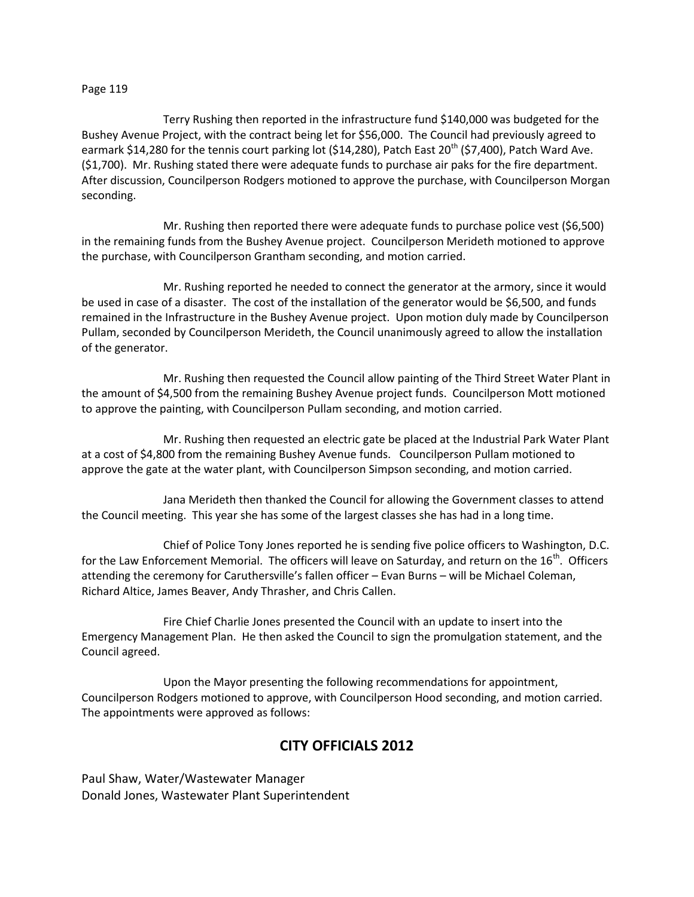Terry Rushing then reported in the infrastructure fund $140,000 was budgeted for the Bushey Avenue Project, with the contract being let for $56,000. The Council had previously agreed to earmark $14,280 for the tennis court parking lot ($14,280), Patch East 20th ($7,400), Patch Ward Ave. ($1,700). Mr. Rushing stated there were adequate funds to purchase air paks for the fire department. After discussion, Councilperson Rodgers motioned to approve the purchase, with Councilperson Morgan seconding.

Mr. Rushing then reported there were adequate funds to purchase police vest ($6,500) in the remaining funds from the Bushey Avenue project. Councilperson Merideth motioned to approve the purchase, with Councilperson Grantham seconding, and motion carried.

Mr. Rushing reported he needed to connect the generator at the armory, since it would be used in case of a disaster. The cost of the installation of the generator would be $6,500, and funds remained in the Infrastructure in the Bushey Avenue project. Upon motion duly made by Councilperson Pullam, seconded by Councilperson Merideth, the Council unanimously agreed to allow the installation of the generator.

Mr. Rushing then requested the Council allow painting of the Third Street Water Plant in the amount of $4,500 from the remaining Bushey Avenue project funds. Councilperson Mott motioned to approve the painting, with Councilperson Pullam seconding, and motion carried.

Mr. Rushing then requested an electric gate be placed at the Industrial Park Water Plant at a cost of $4,800 from the remaining Bushey Avenue funds. Councilperson Pullam motioned to approve the gate at the water plant, with Councilperson Simpson seconding, and motion carried.

Jana Merideth then thanked the Council for allowing the Government classes to attend the Council meeting. This year she has some of the largest classes she has had in a long time.

Chief of Police Tony Jones reported he is sending five police officers to Washington, D.C. for the Law Enforcement Memorial. The officers will leave on Saturday, and return on the 16th. Officers attending the ceremony for Caruthersville's fallen officer – Evan Burns – will be Michael Coleman, Richard Altice, James Beaver, Andy Thrasher, and Chris Callen.

Fire Chief Charlie Jones presented the Council with an update to insert into the Emergency Management Plan. He then asked the Council to sign the promulgation statement, and the Council agreed.

Upon the Mayor presenting the following recommendations for appointment, Councilperson Rodgers motioned to approve, with Councilperson Hood seconding, and motion carried. The appointments were approved as follows:

## CITY OFFICIALS 2012

Paul Shaw, Water/Wastewater Manager
Donald Jones, Wastewater Plant Superintendent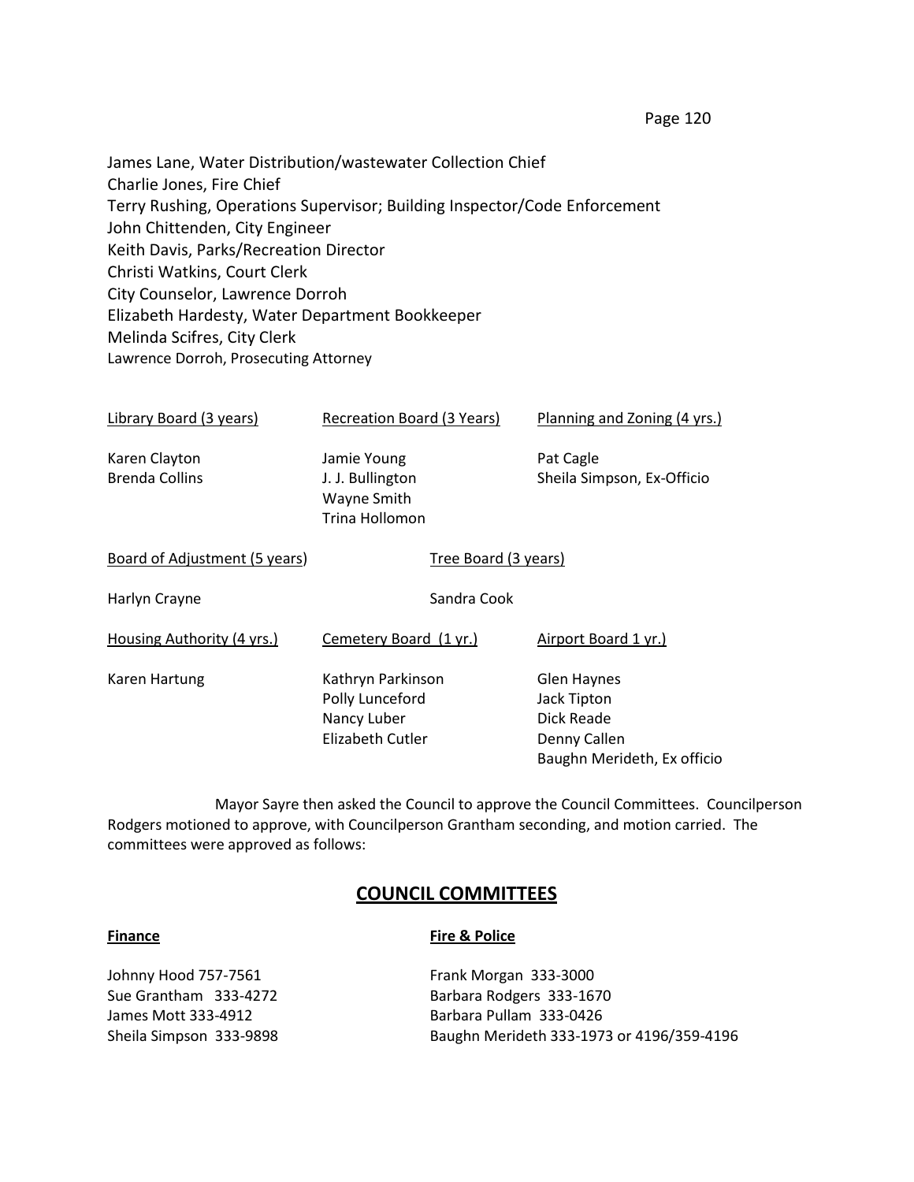James Lane, Water Distribution/wastewater Collection Chief
Charlie Jones, Fire Chief
Terry Rushing, Operations Supervisor; Building Inspector/Code Enforcement
John Chittenden, City Engineer
Keith Davis, Parks/Recreation Director
Christi Watkins, Court Clerk
City Counselor, Lawrence Dorroh
Elizabeth Hardesty, Water Department Bookkeeper
Melinda Scifres, City Clerk
Lawrence Dorroh, Prosecuting Attorney

| Library Board (3 years) | Recreation Board (3 Years) | Planning and Zoning (4 yrs.) |
|---|---|---|
| Karen Clayton | Jamie Young | Pat Cagle |
| Brenda Collins | J. J. Bullington | Sheila Simpson, Ex-Officio |
| | Wayne Smith | |
| | Trina Hollomon | |

| Board of Adjustment (5 years) | Tree Board (3 years) |
|---|---|
| Harlyn Crayne | Sandra Cook |

| Housing Authority (4 yrs.) | Cemetery Board (1 yr.) | Airport Board 1 yr.) |
|---|---|---|
| Karen Hartung | Kathryn Parkinson | Glen Haynes |
| | Polly Lunceford | Jack Tipton |
| | Nancy Luber | Dick Reade |
| | Elizabeth Cutler | Denny Callen |
| | | Baughn Merideth, Ex officio |

Mayor Sayre then asked the Council to approve the Council Committees. Councilperson Rodgers motioned to approve, with Councilperson Grantham seconding, and motion carried. The committees were approved as follows:

## COUNCIL COMMITTEES

| **Finance** | **Fire & Police** |
|---|---|
| Johnny Hood 757-7561 | Frank Morgan 333-3000 |
| Sue Grantham 333-4272 | Barbara Rodgers 333-1670 |
| James Mott 333-4912 | Barbara Pullam 333-0426 |
| Sheila Simpson 333-9898 | Baughn Merideth 333-1973 or 4196/359-4196 |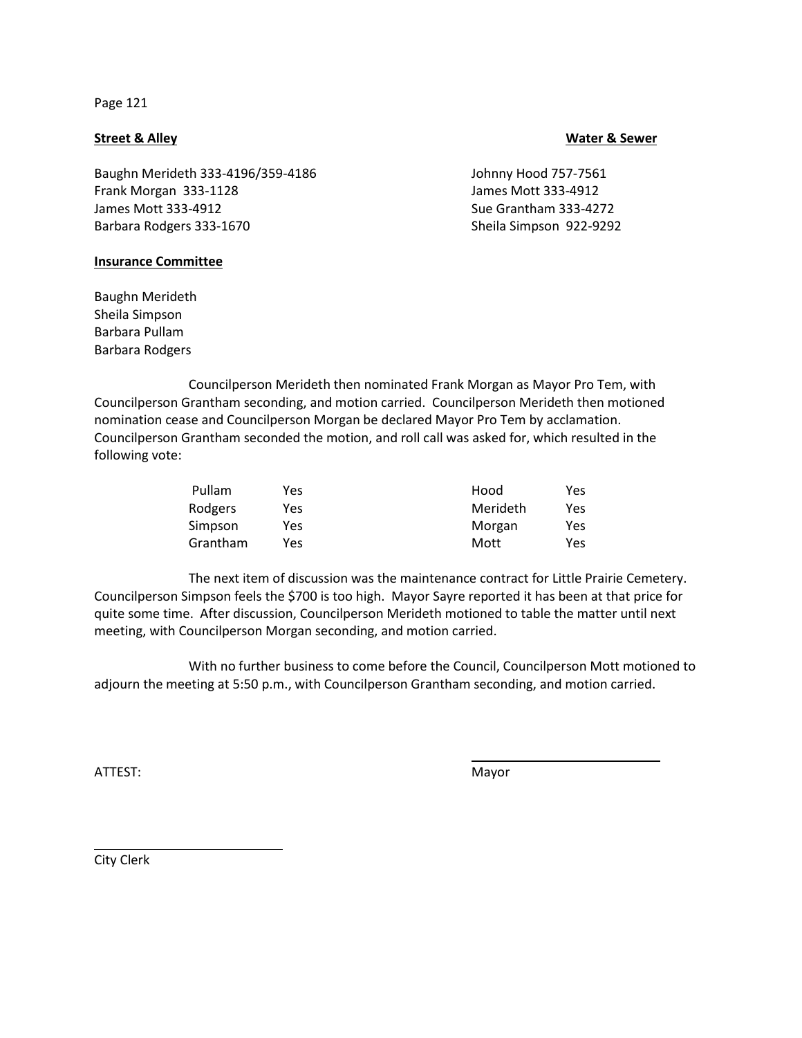**Street & Alley**

Baughn Merideth 333-4196/359-4186
Frank Morgan 333-1128
James Mott 333-4912
Barbara Rodgers 333-1670

**Water & Sewer**

Johnny Hood 757-7561
James Mott 333-4912
Sue Grantham 333-4272
Sheila Simpson 922-9292

**Insurance Committee**

Baughn Merideth
Sheila Simpson
Barbara Pullam
Barbara Rodgers

Councilperson Merideth then nominated Frank Morgan as Mayor Pro Tem, with Councilperson Grantham seconding, and motion carried. Councilperson Merideth then motioned nomination cease and Councilperson Morgan be declared Mayor Pro Tem by acclamation. Councilperson Grantham seconded the motion, and roll call was asked for, which resulted in the following vote:

| | | | |
|---|---|---|---|
| Pullam | Yes | Hood | Yes |
| Rodgers | Yes | Merideth | Yes |
| Simpson | Yes | Morgan | Yes |
| Grantham | Yes | Mott | Yes |

The next item of discussion was the maintenance contract for Little Prairie Cemetery. Councilperson Simpson feels the $700 is too high. Mayor Sayre reported it has been at that price for quite some time. After discussion, Councilperson Merideth motioned to table the matter until next meeting, with Councilperson Morgan seconding, and motion carried.

With no further business to come before the Council, Councilperson Mott motioned to adjourn the meeting at 5:50 p.m., with Councilperson Grantham seconding, and motion carried.

ATTEST:

\_\_\_\_\_\_\_\_\_\_\_\_\_\_\_\_\_\_\_\_\_\_\_\_\_\_
Mayor

\_\_\_\_\_\_\_\_\_\_\_\_\_\_\_\_\_\_\_\_\_\_\_\_\_\_
City Clerk